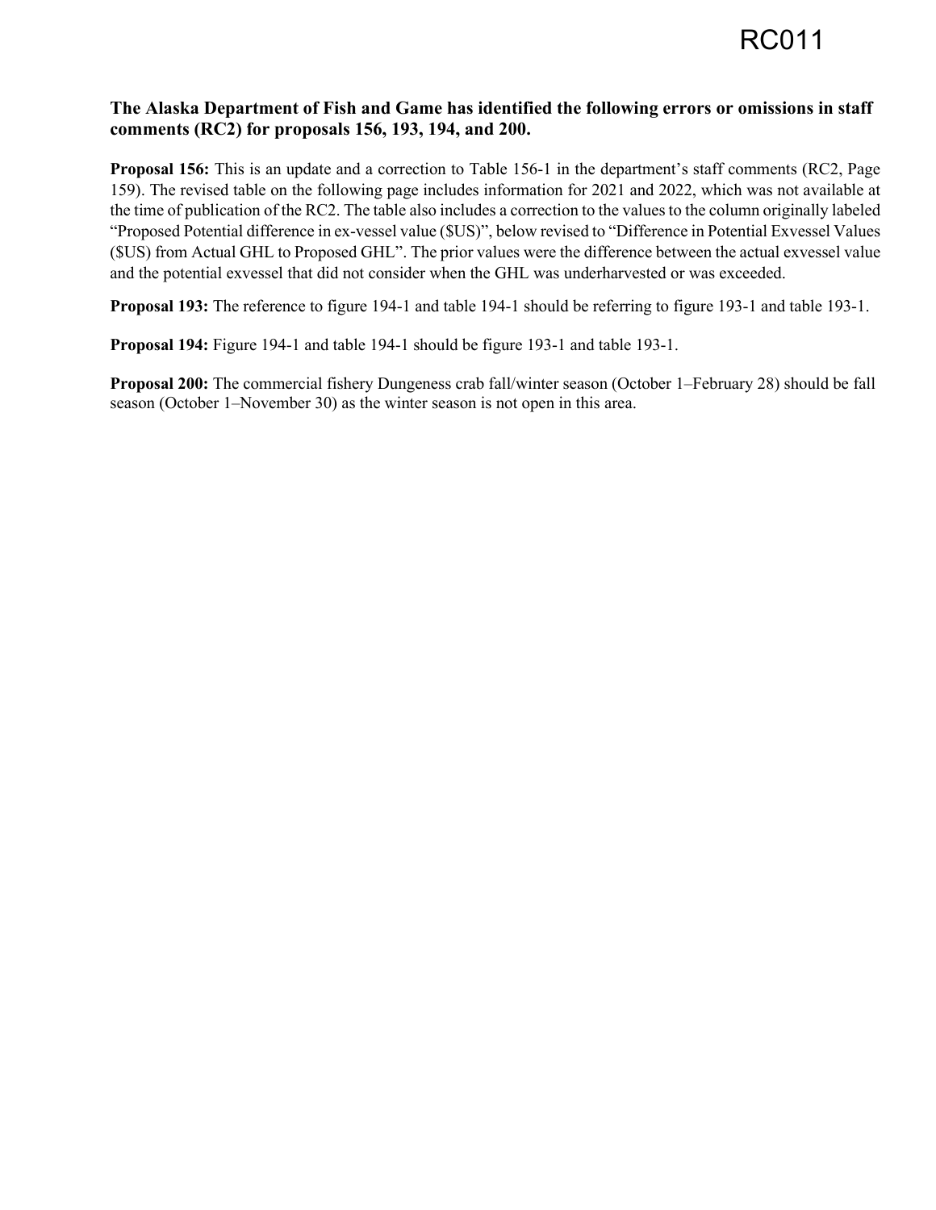RC011

**The Alaska Department of Fish and Game has identified the following errors or omissions in staff comments (RC2) for proposals 156, 193, 194, and 200.**

**Proposal 156:** This is an update and a correction to Table 156-1 in the department's staff comments (RC2, Page 159). The revised table on the following page includes information for 2021 and 2022, which was not available at the time of publication of the RC2. The table also includes a correction to the values to the column originally labeled "Proposed Potential difference in ex-vessel value ($US)", below revised to "Difference in Potential Exvessel Values ($US) from Actual GHL to Proposed GHL". The prior values were the difference between the actual exvessel value and the potential exvessel that did not consider when the GHL was underharvested or was exceeded.

**Proposal 193:** The reference to figure 194-1 and table 194-1 should be referring to figure 193-1 and table 193-1.

**Proposal 194:** Figure 194-1 and table 194-1 should be figure 193-1 and table 193-1.

**Proposal 200:** The commercial fishery Dungeness crab fall/winter season (October 1–February 28) should be fall season (October 1–November 30) as the winter season is not open in this area.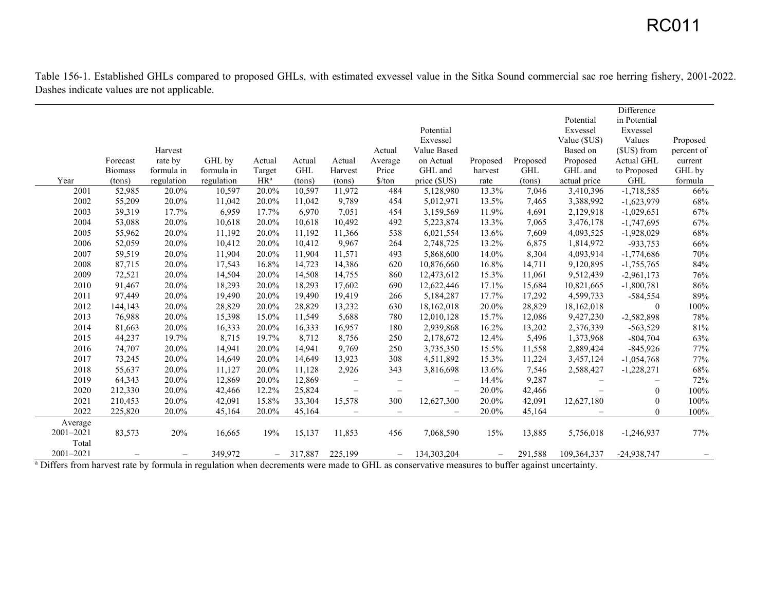RC011

Table 156-1. Established GHLs compared to proposed GHLs, with estimated exvessel value in the Sitka Sound commercial sac roe herring fishery, 2001-2022. Dashes indicate values are not applicable.

| Year | Forecast Biomass (tons) | Harvest rate by formula in regulation | GHL by formula in regulation | Actual Target HR[a] | Actual GHL (tons) | Actual Harvest (tons) | Actual Average Price $/ton | Potential Exvessel Value Based on Actual GHL and price ($US) | Proposed harvest rate | Proposed GHL (tons) | Potential Exvessel Value ($US) Based on Proposed GHL and actual price | Difference in Potential Exvessel Values ($US) from Actual GHL to Proposed GHL | Proposed percent of current GHL by formula |
|---|---|---|---|---|---|---|---|---|---|---|---|---|---|
| 2001 | 52,985 | 20.0% | 10,597 | 20.0% | 10,597 | 11,972 | 484 | 5,128,980 | 13.3% | 7,046 | 3,410,396 | -1,718,585 | 66% |
| 2002 | 55,209 | 20.0% | 11,042 | 20.0% | 11,042 | 9,789 | 454 | 5,012,971 | 13.5% | 7,465 | 3,388,992 | -1,623,979 | 68% |
| 2003 | 39,319 | 17.7% | 6,959 | 17.7% | 6,970 | 7,051 | 454 | 3,159,569 | 11.9% | 4,691 | 2,129,918 | -1,029,651 | 67% |
| 2004 | 53,088 | 20.0% | 10,618 | 20.0% | 10,618 | 10,492 | 492 | 5,223,874 | 13.3% | 7,065 | 3,476,178 | -1,747,695 | 67% |
| 2005 | 55,962 | 20.0% | 11,192 | 20.0% | 11,192 | 11,366 | 538 | 6,021,554 | 13.6% | 7,609 | 4,093,525 | -1,928,029 | 68% |
| 2006 | 52,059 | 20.0% | 10,412 | 20.0% | 10,412 | 9,967 | 264 | 2,748,725 | 13.2% | 6,875 | 1,814,972 | -933,753 | 66% |
| 2007 | 59,519 | 20.0% | 11,904 | 20.0% | 11,904 | 11,571 | 493 | 5,868,600 | 14.0% | 8,304 | 4,093,914 | -1,774,686 | 70% |
| 2008 | 87,715 | 20.0% | 17,543 | 16.8% | 14,723 | 14,386 | 620 | 10,876,660 | 16.8% | 14,711 | 9,120,895 | -1,755,765 | 84% |
| 2009 | 72,521 | 20.0% | 14,504 | 20.0% | 14,508 | 14,755 | 860 | 12,473,612 | 15.3% | 11,061 | 9,512,439 | -2,961,173 | 76% |
| 2010 | 91,467 | 20.0% | 18,293 | 20.0% | 18,293 | 17,602 | 690 | 12,622,446 | 17.1% | 15,684 | 10,821,665 | -1,800,781 | 86% |
| 2011 | 97,449 | 20.0% | 19,490 | 20.0% | 19,490 | 19,419 | 266 | 5,184,287 | 17.7% | 17,292 | 4,599,733 | -584,554 | 89% |
| 2012 | 144,143 | 20.0% | 28,829 | 20.0% | 28,829 | 13,232 | 630 | 18,162,018 | 20.0% | 28,829 | 18,162,018 | 0 | 100% |
| 2013 | 76,988 | 20.0% | 15,398 | 15.0% | 11,549 | 5,688 | 780 | 12,010,128 | 15.7% | 12,086 | 9,427,230 | -2,582,898 | 78% |
| 2014 | 81,663 | 20.0% | 16,333 | 20.0% | 16,333 | 16,957 | 180 | 2,939,868 | 16.2% | 13,202 | 2,376,339 | -563,529 | 81% |
| 2015 | 44,237 | 19.7% | 8,715 | 19.7% | 8,712 | 8,756 | 250 | 2,178,672 | 12.4% | 5,496 | 1,373,968 | -804,704 | 63% |
| 2016 | 74,707 | 20.0% | 14,941 | 20.0% | 14,941 | 9,769 | 250 | 3,735,350 | 15.5% | 11,558 | 2,889,424 | -845,926 | 77% |
| 2017 | 73,245 | 20.0% | 14,649 | 20.0% | 14,649 | 13,923 | 308 | 4,511,892 | 15.3% | 11,224 | 3,457,124 | -1,054,768 | 77% |
| 2018 | 55,637 | 20.0% | 11,127 | 20.0% | 11,128 | 2,926 | 343 | 3,816,698 | 13.6% | 7,546 | 2,588,427 | -1,228,271 | 68% |
| 2019 | 64,343 | 20.0% | 12,869 | 20.0% | 12,869 | – | – | – | 14.4% | 9,287 | – | – | 72% |
| 2020 | 212,330 | 20.0% | 42,466 | 12.2% | 25,824 | – | – | – | 20.0% | 42,466 | – | 0 | 100% |
| 2021 | 210,453 | 20.0% | 42,091 | 15.8% | 33,304 | 15,578 | 300 | 12,627,300 | 20.0% | 42,091 | 12,627,180 | 0 | 100% |
| 2022 | 225,820 | 20.0% | 45,164 | 20.0% | 45,164 | – | – | – | 20.0% | 45,164 | – | 0 | 100% |
| Average 2001–2021 | 83,573 | 20% | 16,665 | 19% | 15,137 | 11,853 | 456 | 7,068,590 | 15% | 13,885 | 5,756,018 | -1,246,937 | 77% |
| Total 2001–2021 | – | – | 349,972 | – | 317,887 | 225,199 | – | 134,303,204 | – | 291,588 | 109,364,337 | -24,938,747 | – |

[a] Differs from harvest rate by formula in regulation when decrements were made to GHL as conservative measures to buffer against uncertainty.